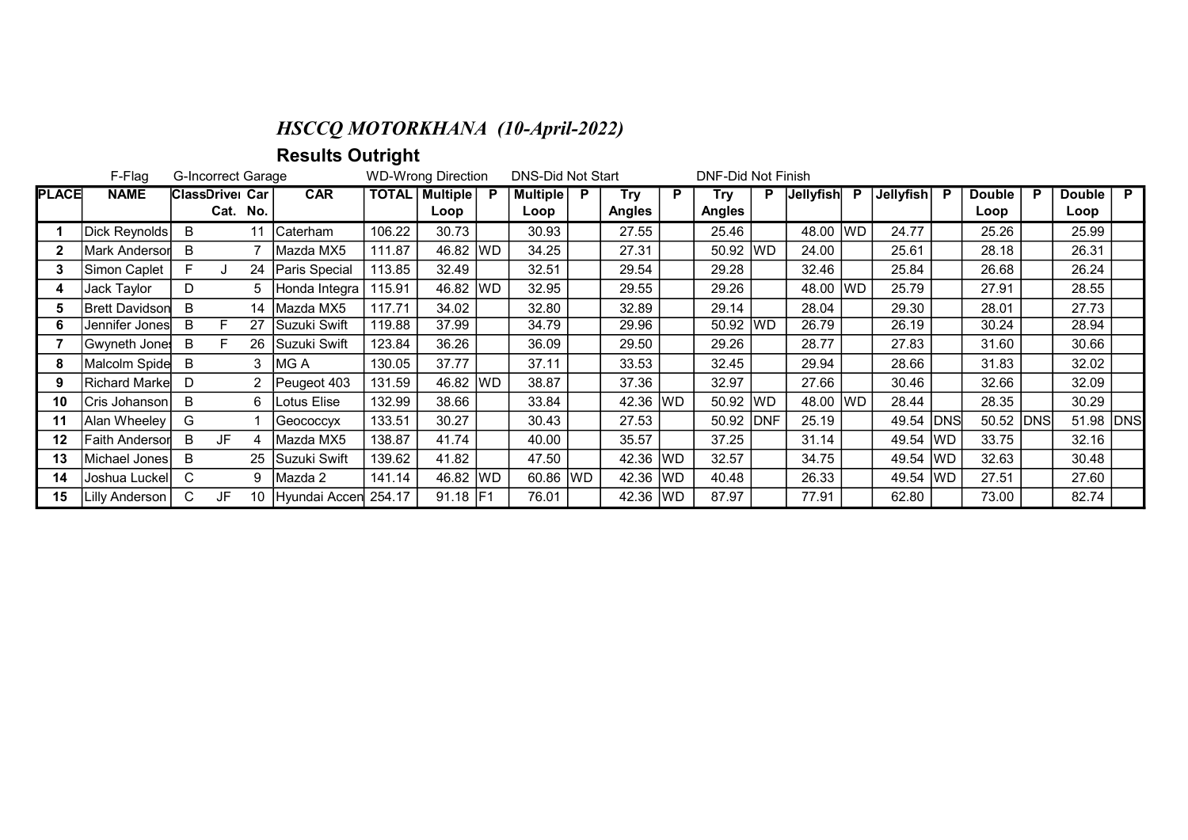# *HSCCQ MOTORKHANA (10-April-2022)*

## Results Outright

F-Flag G-Incorrect Garage WD-Wrong Direction DNS-Did Not Start DNF-Did Not Finish

| PLACE | NAME | Class | Driver Cat. | Car No. | CAR | TOTAL | Multiple Loop | P | Multiple Loop | P | Try Angles | P | Try Angles | P | Jellyfish | P | Jellyfish | P | Double Loop | P | Double Loop | P |
|---|---|---|---|---|---|---|---|---|---|---|---|---|---|---|---|---|---|---|---|---|---|---|
| 1 | Dick Reynolds | B | | 11 | Caterham | 106.22 | 30.73 | | 30.93 | | 27.55 | | 25.46 | | 48.00 | WD | 24.77 | | 25.26 | | 25.99 | |
| 2 | Mark Anderson | B | | 7 | Mazda MX5 | 111.87 | 46.82 | WD | 34.25 | | 27.31 | | 50.92 | WD | 24.00 | | 25.61 | | 28.18 | | 26.31 | |
| 3 | Simon Caplet | F | J | 24 | Paris Special | 113.85 | 32.49 | | 32.51 | | 29.54 | | 29.28 | | 32.46 | | 25.84 | | 26.68 | | 26.24 | |
| 4 | Jack Taylor | D | | 5 | Honda Integra | 115.91 | 46.82 | WD | 32.95 | | 29.55 | | 29.26 | | 48.00 | WD | 25.79 | | 27.91 | | 28.55 | |
| 5 | Brett Davidson | B | | 14 | Mazda MX5 | 117.71 | 34.02 | | 32.80 | | 32.89 | | 29.14 | | 28.04 | | 29.30 | | 28.01 | | 27.73 | |
| 6 | Jennifer Jones | B | F | 27 | Suzuki Swift | 119.88 | 37.99 | | 34.79 | | 29.96 | | 50.92 | WD | 26.79 | | 26.19 | | 30.24 | | 28.94 | |
| 7 | Gwyneth Jones | B | F | 26 | Suzuki Swift | 123.84 | 36.26 | | 36.09 | | 29.50 | | 29.26 | | 28.77 | | 27.83 | | 31.60 | | 30.66 | |
| 8 | Malcolm Spide | B | | 3 | MG A | 130.05 | 37.77 | | 37.11 | | 33.53 | | 32.45 | | 29.94 | | 28.66 | | 31.83 | | 32.02 | |
| 9 | Richard Marke | D | | 2 | Peugeot 403 | 131.59 | 46.82 | WD | 38.87 | | 37.36 | | 32.97 | | 27.66 | | 30.46 | | 32.66 | | 32.09 | |
| 10 | Cris Johanson | B | | 6 | Lotus Elise | 132.99 | 38.66 | | 33.84 | | 42.36 | WD | 50.92 | WD | 48.00 | WD | 28.44 | | 28.35 | | 30.29 | |
| 11 | Alan Wheeley | G | | 1 | Geococcyx | 133.51 | 30.27 | | 30.43 | | 27.53 | | 50.92 | DNF | 25.19 | | 49.54 | DNS | 50.52 | DNS | 51.98 | DNS |
| 12 | Faith Anderson | B | JF | 4 | Mazda MX5 | 138.87 | 41.74 | | 40.00 | | 35.57 | | 37.25 | | 31.14 | | 49.54 | WD | 33.75 | | 32.16 | |
| 13 | Michael Jones | B | | 25 | Suzuki Swift | 139.62 | 41.82 | | 47.50 | | 42.36 | WD | 32.57 | | 34.75 | | 49.54 | WD | 32.63 | | 30.48 | |
| 14 | Joshua Luckel | C | | 9 | Mazda 2 | 141.14 | 46.82 | WD | 60.86 | WD | 42.36 | WD | 40.48 | | 26.33 | | 49.54 | WD | 27.51 | | 27.60 | |
| 15 | Lilly Anderson | C | JF | 10 | Hyundai Accen | 254.17 | 91.18 | F1 | 76.01 | | 42.36 | WD | 87.97 | | 77.91 | | 62.80 | | 73.00 | | 82.74 | |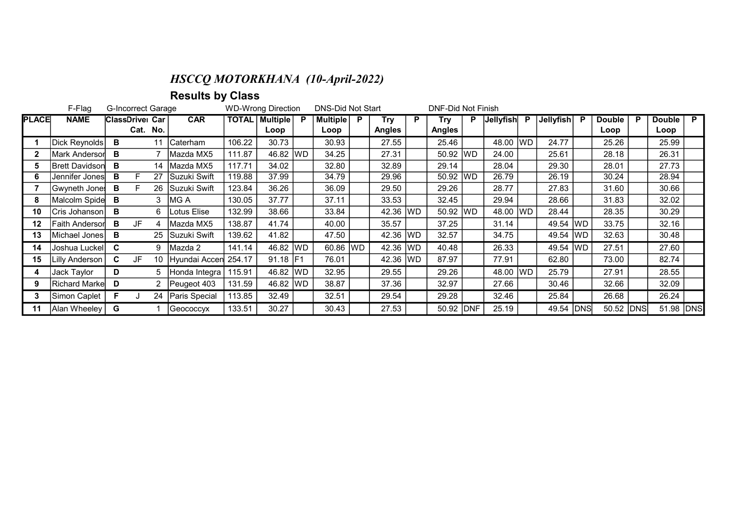# *HSCCQ MOTORKHANA (10-April-2022)*

## Results by Class

F-Flag G-Incorrect Garage WD-Wrong Direction DNS-Did Not Start DNF-Did Not Finish

| PLACE | NAME | Class | Driver Cat. | Car No. | CAR | TOTAL | Multiple Loop | P | Multiple Loop | P | Try Angles | P | Try Angles | P | Jellyfish | P | Jellyfish | P | Double Loop | P | Double Loop | P |
|---|---|---|---|---|---|---|---|---|---|---|---|---|---|---|---|---|---|---|---|---|---|---|
| 1 | Dick Reynolds | B | | 11 | Caterham | 106.22 | 30.73 | | 30.93 | | 27.55 | | 25.46 | | 48.00 | WD | 24.77 | | 25.26 | | 25.99 | |
| 2 | Mark Andersor | B | | 7 | Mazda MX5 | 111.87 | 46.82 | WD | 34.25 | | 27.31 | | 50.92 | WD | 24.00 | | 25.61 | | 28.18 | | 26.31 | |
| 5 | Brett Davidson | B | | 14 | Mazda MX5 | 117.71 | 34.02 | | 32.80 | | 32.89 | | 29.14 | | 28.04 | | 29.30 | | 28.01 | | 27.73 | |
| 6 | Jennifer Jones | B | F | 27 | Suzuki Swift | 119.88 | 37.99 | | 34.79 | | 29.96 | | 50.92 | WD | 26.79 | | 26.19 | | 30.24 | | 28.94 | |
| 7 | Gwyneth Jones | B | F | 26 | Suzuki Swift | 123.84 | 36.26 | | 36.09 | | 29.50 | | 29.26 | | 28.77 | | 27.83 | | 31.60 | | 30.66 | |
| 8 | Malcolm Spide | B | | 3 | MG A | 130.05 | 37.77 | | 37.11 | | 33.53 | | 32.45 | | 29.94 | | 28.66 | | 31.83 | | 32.02 | |
| 10 | Cris Johanson | B | | 6 | Lotus Elise | 132.99 | 38.66 | | 33.84 | | 42.36 | WD | 50.92 | WD | 48.00 | WD | 28.44 | | 28.35 | | 30.29 | |
| 12 | Faith Andersor | B | JF | 4 | Mazda MX5 | 138.87 | 41.74 | | 40.00 | | 35.57 | | 37.25 | | 31.14 | | 49.54 | WD | 33.75 | | 32.16 | |
| 13 | Michael Jones | B | | 25 | Suzuki Swift | 139.62 | 41.82 | | 47.50 | | 42.36 | WD | 32.57 | | 34.75 | | 49.54 | WD | 32.63 | | 30.48 | |
| 14 | Joshua Luckel | C | | 9 | Mazda 2 | 141.14 | 46.82 | WD | 60.86 | WD | 42.36 | WD | 40.48 | | 26.33 | | 49.54 | WD | 27.51 | | 27.60 | |
| 15 | Lilly Anderson | C | JF | 10 | Hyundai Accen | 254.17 | 91.18 | F1 | 76.01 | | 42.36 | WD | 87.97 | | 77.91 | | 62.80 | | 73.00 | | 82.74 | |
| 4 | Jack Taylor | D | | 5 | Honda Integra | 115.91 | 46.82 | WD | 32.95 | | 29.55 | | 29.26 | | 48.00 | WD | 25.79 | | 27.91 | | 28.55 | |
| 9 | Richard Marke | D | | 2 | Peugeot 403 | 131.59 | 46.82 | WD | 38.87 | | 37.36 | | 32.97 | | 27.66 | | 30.46 | | 32.66 | | 32.09 | |
| 3 | Simon Caplet | F | J | 24 | Paris Special | 113.85 | 32.49 | | 32.51 | | 29.54 | | 29.28 | | 32.46 | | 25.84 | | 26.68 | | 26.24 | |
| 11 | Alan Wheeley | G | | 1 | Geococcyx | 133.51 | 30.27 | | 30.43 | | 27.53 | | 50.92 | DNF | 25.19 | | 49.54 | DNS | 50.52 | DNS | 51.98 | DNS |